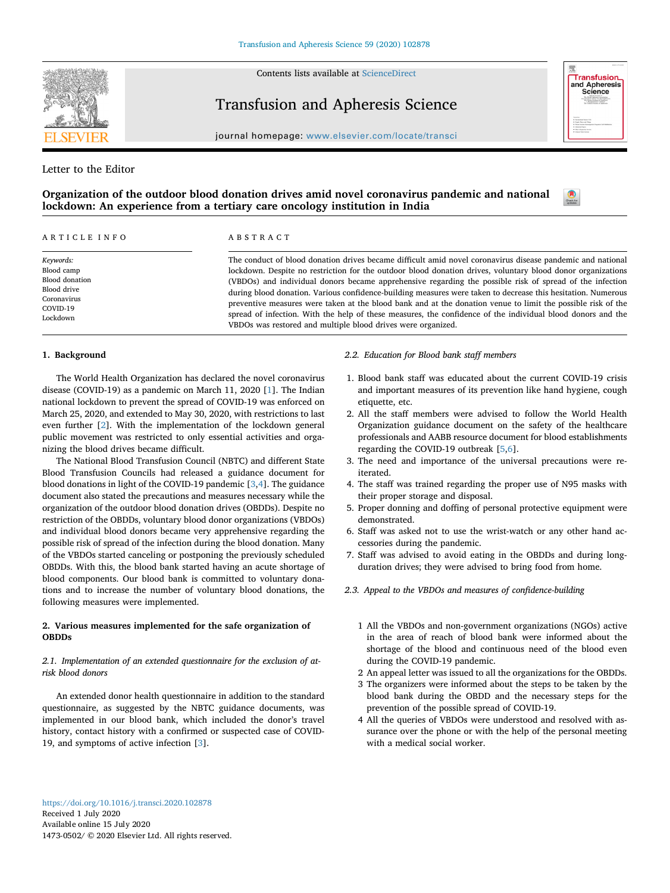Letter to the Editor

# Organization of the outdoor blood donation drives amid novel coronavirus pandemic and national lockdown: An experience from a tertiary care oncology institution in India

ARTICLE INFO

*Keywords:*
Blood camp
Blood donation
Blood drive
Coronavirus
COVID-19
Lockdown

ABSTRACT

The conduct of blood donation drives became difficult amid novel coronavirus disease pandemic and national lockdown. Despite no restriction for the outdoor blood donation drives, voluntary blood donor organizations (VBDOs) and individual donors became apprehensive regarding the possible risk of spread of the infection during blood donation. Various confidence-building measures were taken to decrease this hesitation. Numerous preventive measures were taken at the blood bank and at the donation venue to limit the possible risk of the spread of infection. With the help of these measures, the confidence of the individual blood donors and the VBDOs was restored and multiple blood drives were organized.

## 1. Background

The World Health Organization has declared the novel coronavirus disease (COVID-19) as a pandemic on March 11, 2020 [1]. The Indian national lockdown to prevent the spread of COVID-19 was enforced on March 25, 2020, and extended to May 30, 2020, with restrictions to last even further [2]. With the implementation of the lockdown general public movement was restricted to only essential activities and organizing the blood drives became difficult.

The National Blood Transfusion Council (NBTC) and different State Blood Transfusion Councils had released a guidance document for blood donations in light of the COVID-19 pandemic [3,4]. The guidance document also stated the precautions and measures necessary while the organization of the outdoor blood donation drives (OBDDs). Despite no restriction of the OBDDs, voluntary blood donor organizations (VBDOs) and individual blood donors became very apprehensive regarding the possible risk of spread of the infection during the blood donation. Many of the VBDOs started canceling or postponing the previously scheduled OBDDs. With this, the blood bank started having an acute shortage of blood components. Our blood bank is committed to voluntary donations and to increase the number of voluntary blood donations, the following measures were implemented.

## 2. Various measures implemented for the safe organization of OBDDs

### 2.1. Implementation of an extended questionnaire for the exclusion of at-risk blood donors

An extended donor health questionnaire in addition to the standard questionnaire, as suggested by the NBTC guidance documents, was implemented in our blood bank, which included the donor's travel history, contact history with a confirmed or suspected case of COVID-19, and symptoms of active infection [3].

### 2.2. Education for Blood bank staff members

1. Blood bank staff was educated about the current COVID-19 crisis and important measures of its prevention like hand hygiene, cough etiquette, etc.
2. All the staff members were advised to follow the World Health Organization guidance document on the safety of the healthcare professionals and AABB resource document for blood establishments regarding the COVID-19 outbreak [5,6].
3. The need and importance of the universal precautions were re-iterated.
4. The staff was trained regarding the proper use of N95 masks with their proper storage and disposal.
5. Proper donning and doffing of personal protective equipment were demonstrated.
6. Staff was asked not to use the wrist-watch or any other hand accessories during the pandemic.
7. Staff was advised to avoid eating in the OBDDs and during long-duration drives; they were advised to bring food from home.

### 2.3. Appeal to the VBDOs and measures of confidence-building

1. All the VBDOs and non-government organizations (NGOs) active in the area of reach of blood bank were informed about the shortage of the blood and continuous need of the blood even during the COVID-19 pandemic.
2. An appeal letter was issued to all the organizations for the OBDDs.
3. The organizers were informed about the steps to be taken by the blood bank during the OBDD and the necessary steps for the prevention of the possible spread of COVID-19.
4. All the queries of VBDOs were understood and resolved with assurance over the phone or with the help of the personal meeting with a medical social worker.

https://doi.org/10.1016/j.transci.2020.102878
Received 1 July 2020
Available online 15 July 2020
1473-0502/ © 2020 Elsevier Ltd. All rights reserved.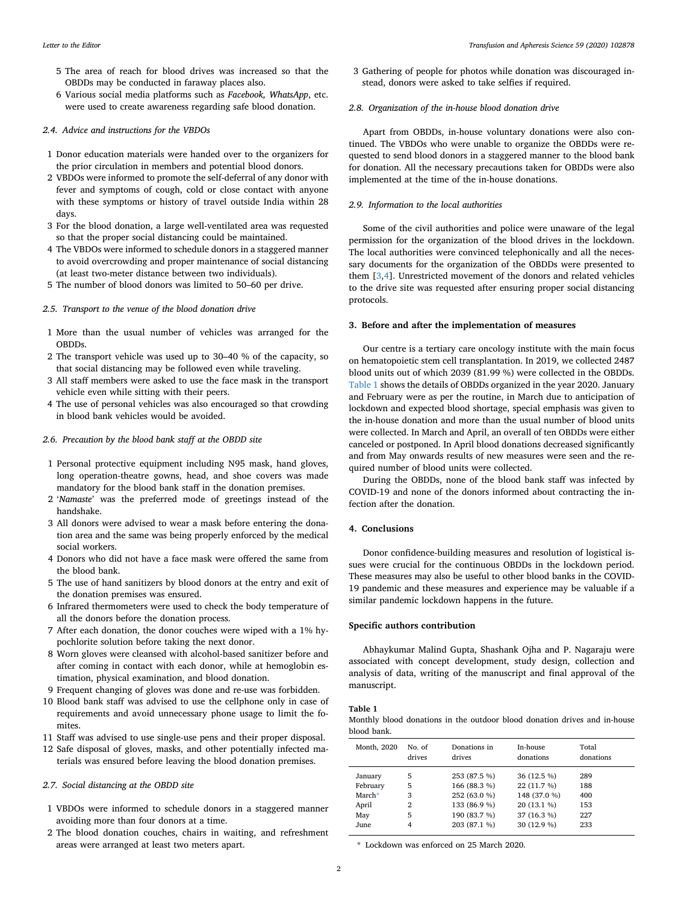5. The area of reach for blood drives was increased so that the OBDDs may be conducted in faraway places also.
6. Various social media platforms such as *Facebook, WhatsApp*, etc. were used to create awareness regarding safe blood donation.

### 2.4. Advice and instructions for the VBDOs

1. Donor education materials were handed over to the organizers for the prior circulation in members and potential blood donors.
2. VBDOs were informed to promote the self-deferral of any donor with fever and symptoms of cough, cold or close contact with anyone with these symptoms or history of travel outside India within 28 days.
3. For the blood donation, a large well-ventilated area was requested so that the proper social distancing could be maintained.
4. The VBDOs were informed to schedule donors in a staggered manner to avoid overcrowding and proper maintenance of social distancing (at least two-meter distance between two individuals).
5. The number of blood donors was limited to 50–60 per drive.

### 2.5. Transport to the venue of the blood donation drive

1. More than the usual number of vehicles was arranged for the OBDDs.
2. The transport vehicle was used up to 30–40 % of the capacity, so that social distancing may be followed even while traveling.
3. All staff members were asked to use the face mask in the transport vehicle even while sitting with their peers.
4. The use of personal vehicles was also encouraged so that crowding in blood bank vehicles would be avoided.

### 2.6. Precaution by the blood bank staff at the OBDD site

1. Personal protective equipment including N95 mask, hand gloves, long operation-theatre gowns, head, and shoe covers was made mandatory for the blood bank staff in the donation premises.
2. '*Namaste*' was the preferred mode of greetings instead of the handshake.
3. All donors were advised to wear a mask before entering the donation area and the same was being properly enforced by the medical social workers.
4. Donors who did not have a face mask were offered the same from the blood bank.
5. The use of hand sanitizers by blood donors at the entry and exit of the donation premises was ensured.
6. Infrared thermometers were used to check the body temperature of all the donors before the donation process.
7. After each donation, the donor couches were wiped with a 1% hypochlorite solution before taking the next donor.
8. Worn gloves were cleansed with alcohol-based sanitizer before and after coming in contact with each donor, while at hemoglobin estimation, physical examination, and blood donation.
9. Frequent changing of gloves was done and re-use was forbidden.
10. Blood bank staff was advised to use the cellphone only in case of requirements and avoid unnecessary phone usage to limit the fomites.
11. Staff was advised to use single-use pens and their proper disposal.
12. Safe disposal of gloves, masks, and other potentially infected materials was ensured before leaving the blood donation premises.

### 2.7. Social distancing at the OBDD site

1. VBDOs were informed to schedule donors in a staggered manner avoiding more than four donors at a time.
2. The blood donation couches, chairs in waiting, and refreshment areas were arranged at least two meters apart.
3. Gathering of people for photos while donation was discouraged instead, donors were asked to take selfies if required.

### 2.8. Organization of the in-house blood donation drive

Apart from OBDDs, in-house voluntary donations were also continued. The VBDOs who were unable to organize the OBDDs were requested to send blood donors in a staggered manner to the blood bank for donation. All the necessary precautions taken for OBDDs were also implemented at the time of the in-house donations.

### 2.9. Information to the local authorities

Some of the civil authorities and police were unaware of the legal permission for the organization of the blood drives in the lockdown. The local authorities were convinced telephonically and all the necessary documents for the organization of the OBDDs were presented to them [3,4]. Unrestricted movement of the donors and related vehicles to the drive site was requested after ensuring proper social distancing protocols.

## 3. Before and after the implementation of measures

Our centre is a tertiary care oncology institute with the main focus on hematopoietic stem cell transplantation. In 2019, we collected 2487 blood units out of which 2039 (81.99 %) were collected in the OBDDs. Table 1 shows the details of OBDDs organized in the year 2020. January and February were as per the routine, in March due to anticipation of lockdown and expected blood shortage, special emphasis was given to the in-house donation and more than the usual number of blood units were collected. In March and April, an overall of ten OBDDs were either canceled or postponed. In April blood donations decreased significantly and from May onwards results of new measures were seen and the required number of blood units were collected.

During the OBDDs, none of the blood bank staff was infected by COVID-19 and none of the donors informed about contracting the infection after the donation.

## 4. Conclusions

Donor confidence-building measures and resolution of logistical issues were crucial for the continuous OBDDs in the lockdown period. These measures may also be useful to other blood banks in the COVID-19 pandemic and these measures and experience may be valuable if a similar pandemic lockdown happens in the future.

## Specific authors contribution

Abhaykumar Malind Gupta, Shashank Ojha and P. Nagaraju were associated with concept development, study design, collection and analysis of data, writing of the manuscript and final approval of the manuscript.

**Table 1**
Monthly blood donations in the outdoor blood donation drives and in-house blood bank.

| Month, 2020 | No. of drives | Donations in drives | In-house donations | Total donations |
|---|---|---|---|---|
| January | 5 | 253 (87.5 %) | 36 (12.5 %) | 289 |
| February | 5 | 166 (88.3 %) | 22 (11.7 %) | 188 |
| March* | 3 | 252 (63.0 %) | 148 (37.0 %) | 400 |
| April | 2 | 133 (86.9 %) | 20 (13.1 %) | 153 |
| May | 5 | 190 (83.7 %) | 37 (16.3 %) | 227 |
| June | 4 | 203 (87.1 %) | 30 (12.9 %) | 233 |

\* Lockdown was enforced on 25 March 2020.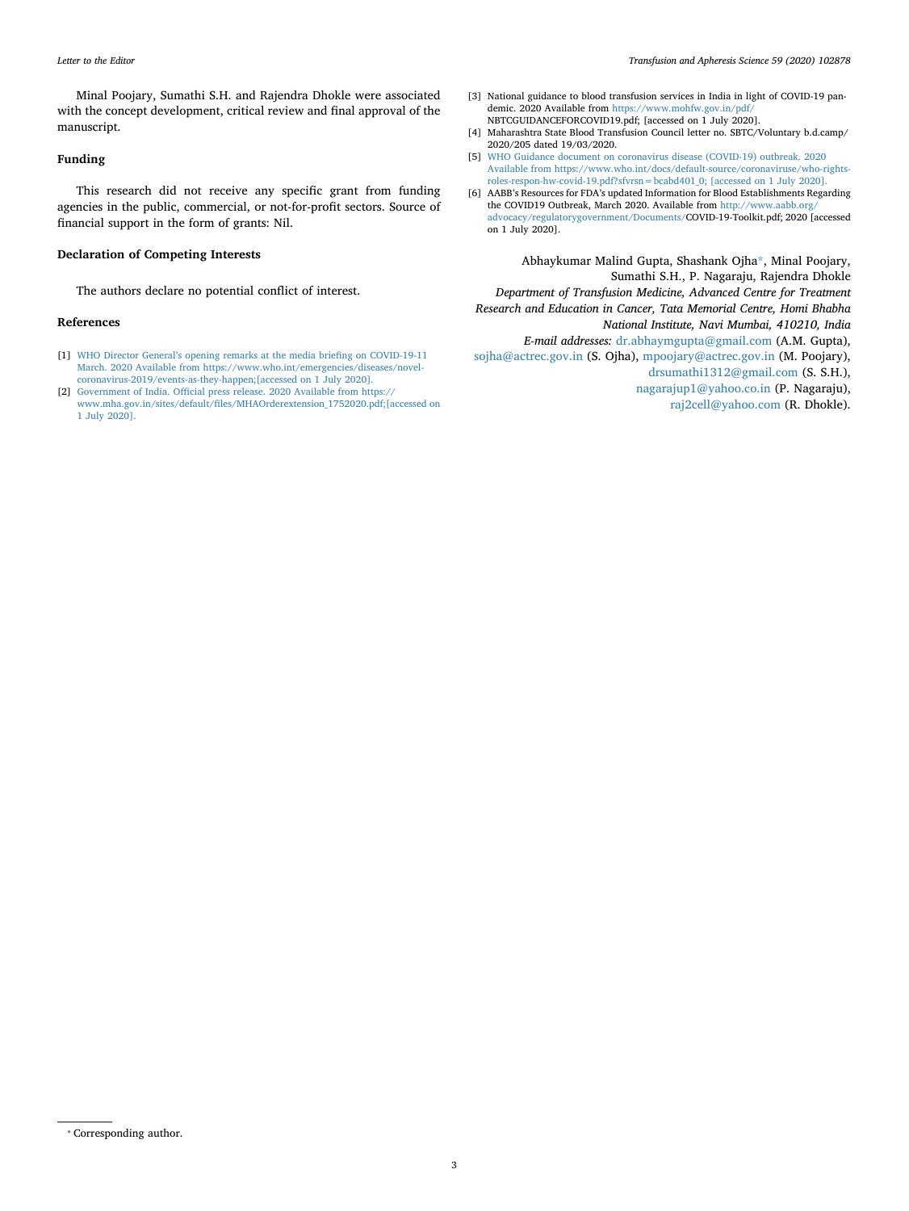Minal Poojary, Sumathi S.H. and Rajendra Dhokle were associated with the concept development, critical review and final approval of the manuscript.

## Funding

This research did not receive any specific grant from funding agencies in the public, commercial, or not-for-profit sectors. Source of financial support in the form of grants: Nil.

## Declaration of Competing Interests

The authors declare no potential conflict of interest.

## References

[1] WHO Director General's opening remarks at the media briefing on COVID-19-11 March. 2020 Available from https://www.who.int/emergencies/diseases/novel-coronavirus-2019/events-as-they-happen;[accessed on 1 July 2020].

[2] Government of India. Official press release. 2020 Available from https://www.mha.gov.in/sites/default/files/MHAOrderextension_1752020.pdf;[accessed on 1 July 2020].

[3] National guidance to blood transfusion services in India in light of COVID-19 pandemic. 2020 Available from https://www.mohfw.gov.in/pdf/NBTCGUIDANCEFORCOVID19.pdf; [accessed on 1 July 2020].

[4] Maharashtra State Blood Transfusion Council letter no. SBTC/Voluntary b.d.camp/2020/205 dated 19/03/2020.

[5] WHO Guidance document on coronavirus disease (COVID-19) outbreak. 2020 Available from https://www.who.int/docs/default-source/coronaviruse/who-rights-roles-respon-hw-covid-19.pdf?sfvrsn=bcabd401_0; [accessed on 1 July 2020].

[6] AABB's Resources for FDA's updated Information for Blood Establishments Regarding the COVID19 Outbreak, March 2020. Available from http://www.aabb.org/advocacy/regulatorygovernment/Documents/COVID-19-Toolkit.pdf; 2020 [accessed on 1 July 2020].

Abhaykumar Malind Gupta, Shashank Ojha*, Minal Poojary, Sumathi S.H., P. Nagaraju, Rajendra Dhokle

*Department of Transfusion Medicine, Advanced Centre for Treatment Research and Education in Cancer, Tata Memorial Centre, Homi Bhabha National Institute, Navi Mumbai, 410210, India*

*E-mail addresses:* dr.abhaymgupta@gmail.com (A.M. Gupta), sojha@actrec.gov.in (S. Ojha), mpoojary@actrec.gov.in (M. Poojary), drsumathi1312@gmail.com (S. S.H.), nagarajup1@yahoo.co.in (P. Nagaraju), raj2cell@yahoo.com (R. Dhokle).

* Corresponding author.